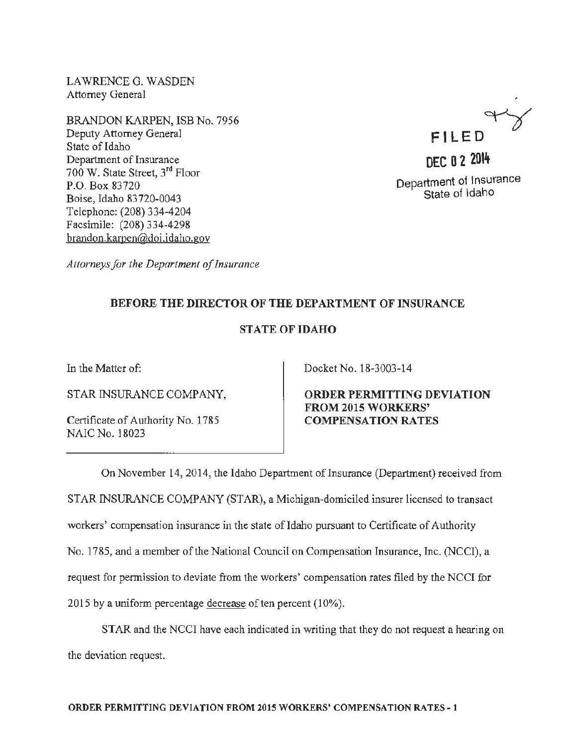LAWRENCE G. WASDEN
Attorney General

BRANDON KARPEN, ISB No. 7956
Deputy Attorney General
State of Idaho
Department of Insurance
700 W. State Street, 3rd Floor
P.O. Box 83720
Boise, Idaho 83720-0043
Telephone: (208) 334-4204
Facsimile: (208) 334-4298
brandon.karpen@doi.idaho.gov

*Attorneys for the Department of Insurance*

FILED
DEC 02 2014
Department of Insurance
State of Idaho

**BEFORE THE DIRECTOR OF THE DEPARTMENT OF INSURANCE**

**STATE OF IDAHO**

In the Matter of:

STAR INSURANCE COMPANY,

Certificate of Authority No. 1785
NAIC No. 18023

Docket No. 18-3003-14

**ORDER PERMITTING DEVIATION FROM 2015 WORKERS' COMPENSATION RATES**

On November 14, 2014, the Idaho Department of Insurance (Department) received from STAR INSURANCE COMPANY (STAR), a Michigan-domiciled insurer licensed to transact workers' compensation insurance in the state of Idaho pursuant to Certificate of Authority No. 1785, and a member of the National Council on Compensation Insurance, Inc. (NCCI), a request for permission to deviate from the workers' compensation rates filed by the NCCI for 2015 by a uniform percentage <u>decrease</u> of ten percent (10%).

STAR and the NCCI have each indicated in writing that they do not request a hearing on the deviation request.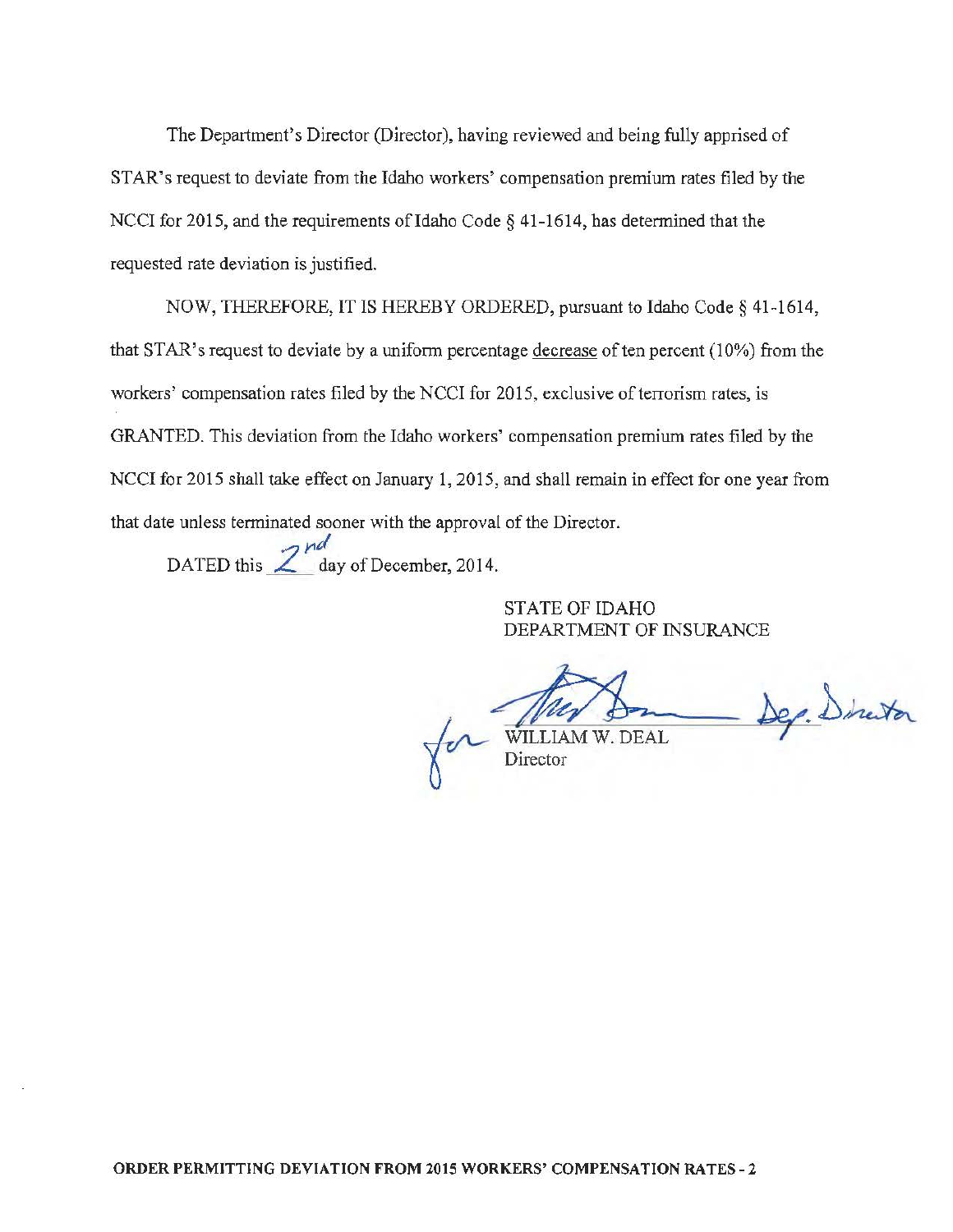The Department's Director (Director), having reviewed and being fully apprised of STAR's request to deviate from the Idaho workers' compensation premium rates filed by the NCCI for 2015, and the requirements of Idaho Code § 41-1614, has determined that the requested rate deviation is justified.

NOW, THEREFORE, IT IS HEREBY ORDERED, pursuant to Idaho Code § 41-1614, that STAR's request to deviate by a uniform percentage <u>decrease</u> of ten percent (10%) from the workers' compensation rates filed by the NCCI for 2015, exclusive of terrorism rates, is GRANTED. This deviation from the Idaho workers' compensation premium rates filed by the NCCI for 2015 shall take effect on January 1, 2015, and shall remain in effect for one year from that date unless terminated sooner with the approval of the Director.

DATED this 2nd day of December, 2014.

STATE OF IDAHO
DEPARTMENT OF INSURANCE

for [signature] Dep. Director
WILLIAM W. DEAL
Director

ORDER PERMITTING DEVIATION FROM 2015 WORKERS' COMPENSATION RATES - 2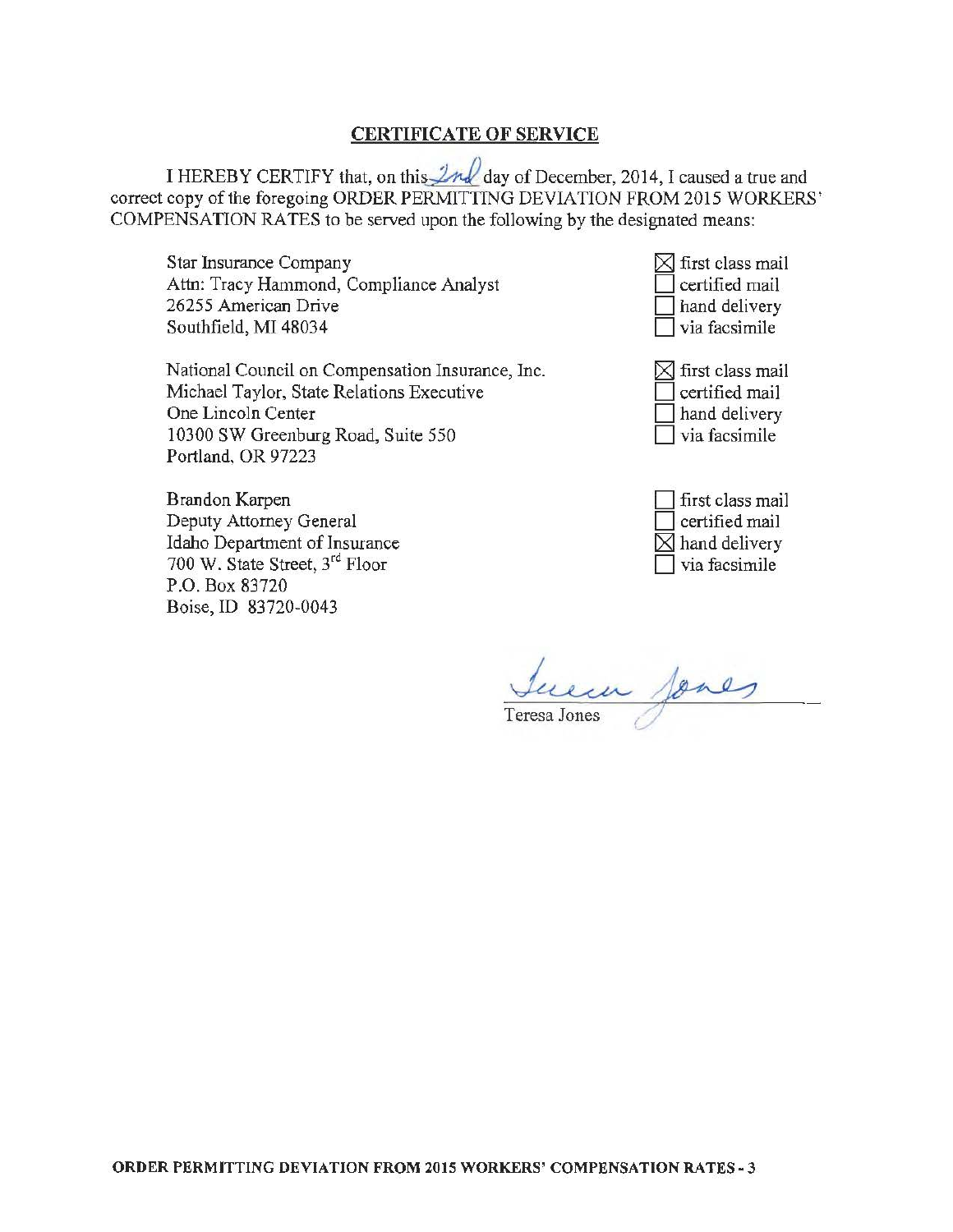## CERTIFICATE OF SERVICE

I HEREBY CERTIFY that, on this 2nd day of December, 2014, I caused a true and correct copy of the foregoing ORDER PERMITTING DEVIATION FROM 2015 WORKERS' COMPENSATION RATES to be served upon the following by the designated means:

| | |
|---|---|
| Star Insurance Company<br>Attn: Tracy Hammond, Compliance Analyst<br>26255 American Drive<br>Southfield, MI 48034 | ☒ first class mail<br>☐ certified mail<br>☐ hand delivery<br>☐ via facsimile |
| National Council on Compensation Insurance, Inc.<br>Michael Taylor, State Relations Executive<br>One Lincoln Center<br>10300 SW Greenburg Road, Suite 550<br>Portland, OR 97223 | ☒ first class mail<br>☐ certified mail<br>☐ hand delivery<br>☐ via facsimile |
| Brandon Karpen<br>Deputy Attorney General<br>Idaho Department of Insurance<br>700 W. State Street, 3rd Floor<br>P.O. Box 83720<br>Boise, ID 83720-0043 | ☐ first class mail<br>☐ certified mail<br>☒ hand delivery<br>☐ via facsimile |

Teresa Jones